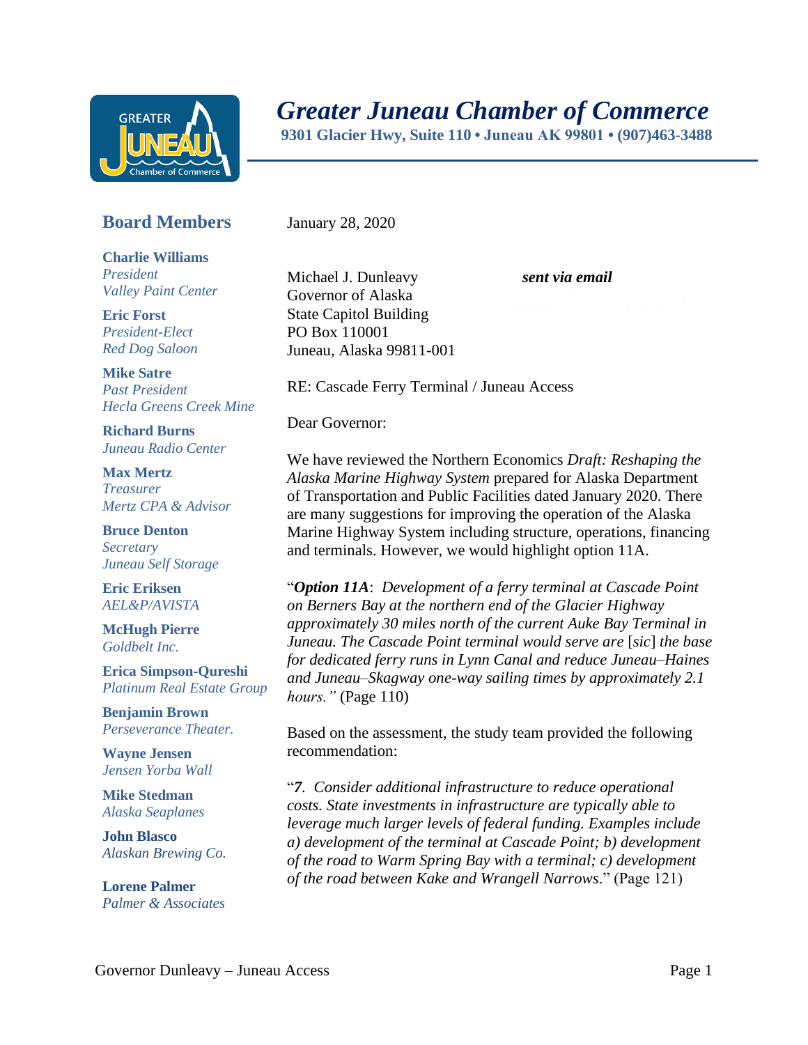# *Greater Juneau Chamber of Commerce*

**9301 Glacier Hwy, Suite 110 • Juneau AK 99801 • (907)463-3488**

## Board Members

**Charlie Williams**
*President*
*Valley Paint Center*

**Eric Forst**
*President-Elect*
*Red Dog Saloon*

**Mike Satre**
*Past President*
*Hecla Greens Creek Mine*

**Richard Burns**
*Juneau Radio Center*

**Max Mertz**
*Treasurer*
*Mertz CPA & Advisor*

**Bruce Denton**
*Secretary*
*Juneau Self Storage*

**Eric Eriksen**
*AEL&P/AVISTA*

**McHugh Pierre**
*Goldbelt Inc.*

**Erica Simpson-Qureshi**
*Platinum Real Estate Group*

**Benjamin Brown**
*Perseverance Theater.*

**Wayne Jensen**
*Jensen Yorba Wall*

**Mike Stedman**
*Alaska Seaplanes*

**John Blasco**
*Alaskan Brewing Co.*

**Lorene Palmer**
*Palmer & Associates*

January 28, 2020

Michael J. Dunleavy
Governor of Alaska
State Capitol Building
PO Box 110001
Juneau, Alaska 99811-001

***sent via email***

RE: Cascade Ferry Terminal / Juneau Access

Dear Governor:

We have reviewed the Northern Economics *Draft: Reshaping the Alaska Marine Highway System* prepared for Alaska Department of Transportation and Public Facilities dated January 2020. There are many suggestions for improving the operation of the Alaska Marine Highway System including structure, operations, financing and terminals. However, we would highlight option 11A.

"***Option 11A***: *Development of a ferry terminal at Cascade Point on Berners Bay at the northern end of the Glacier Highway approximately 30 miles north of the current Auke Bay Terminal in Juneau. The Cascade Point terminal would serve are* [*sic*] *the base for dedicated ferry runs in Lynn Canal and reduce Juneau–Haines and Juneau–Skagway one-way sailing times by approximately 2.1 hours."* (Page 110)

Based on the assessment, the study team provided the following recommendation:

"***7***. *Consider additional infrastructure to reduce operational costs. State investments in infrastructure are typically able to leverage much larger levels of federal funding. Examples include a) development of the terminal at Cascade Point; b) development of the road to Warm Spring Bay with a terminal; c) development of the road between Kake and Wrangell Narrows*." (Page 121)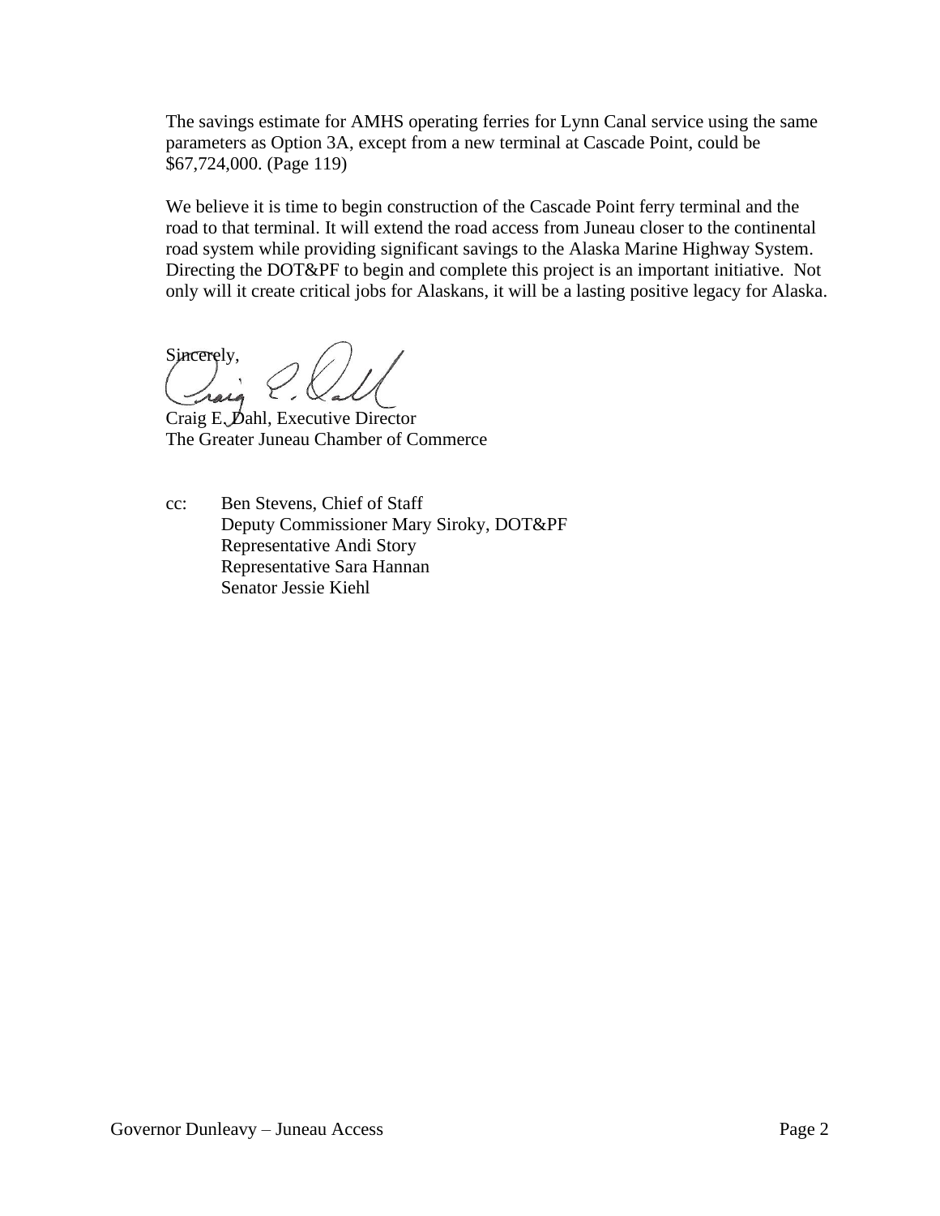The savings estimate for AMHS operating ferries for Lynn Canal service using the same parameters as Option 3A, except from a new terminal at Cascade Point, could be $67,724,000. (Page 119)

We believe it is time to begin construction of the Cascade Point ferry terminal and the road to that terminal. It will extend the road access from Juneau closer to the continental road system while providing significant savings to the Alaska Marine Highway System. Directing the DOT&PF to begin and complete this project is an important initiative. Not only will it create critical jobs for Alaskans, it will be a lasting positive legacy for Alaska.

Sincerely,

Craig E. Dahl, Executive Director
The Greater Juneau Chamber of Commerce

cc: Ben Stevens, Chief of Staff
Deputy Commissioner Mary Siroky, DOT&PF
Representative Andi Story
Representative Sara Hannan
Senator Jessie Kiehl